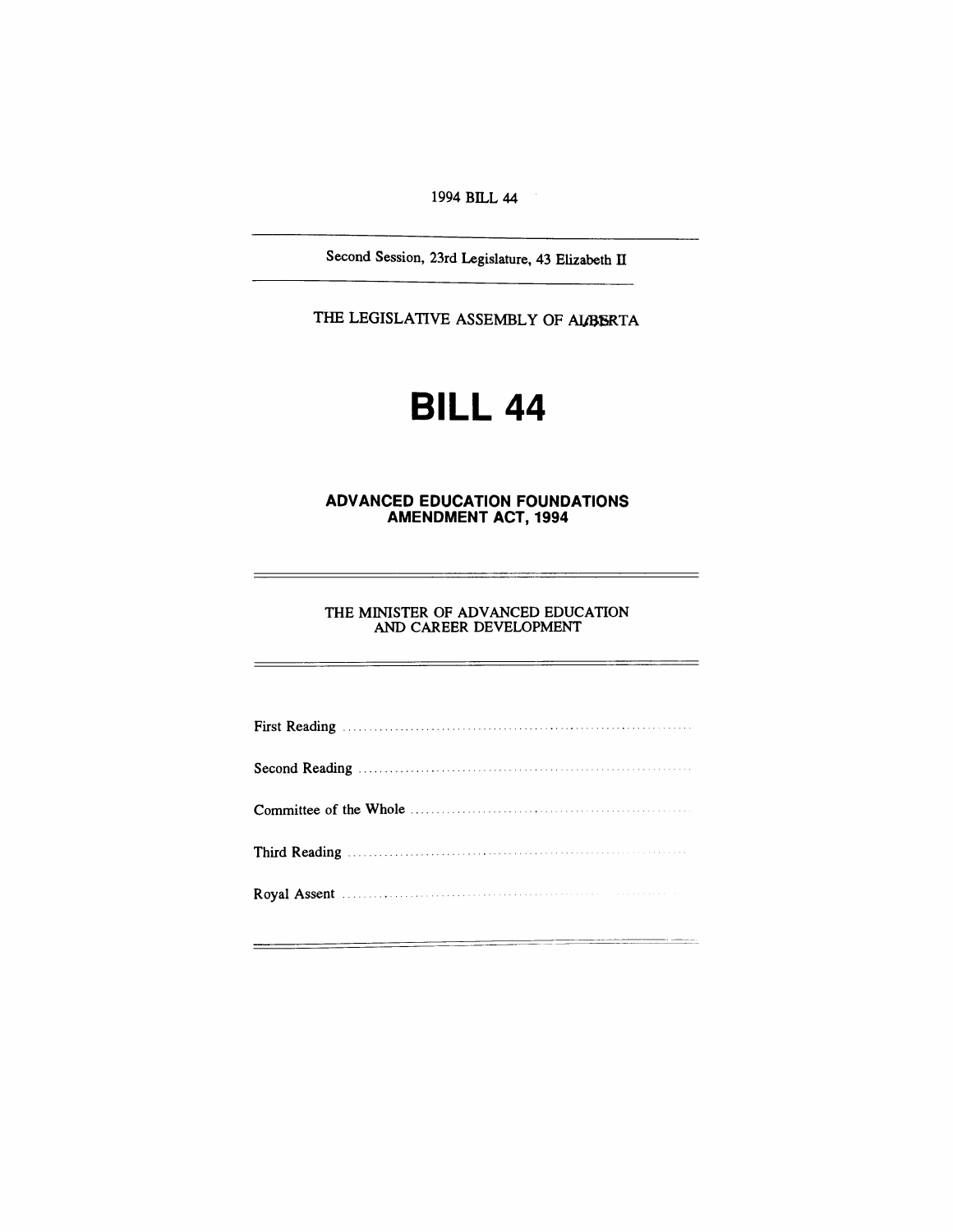1994 BILL 44

Second Session, 23rd Legislature, 43 Elizabeth II

THE LEGISLATIVE ASSEMBLY OF ALBERTA

# BILL 44

## ADVANCED EDUCATION FOUNDATIONS AMENDMENT ACT, 1994

THE MINISTER OF ADVANCED EDUCATION AND CAREER DEVELOPMENT

First Reading ..............................................................

Second Reading ..............................................................

Committee of the Whole ..............................................................

Third Reading ..............................................................

Royal Assent ..............................................................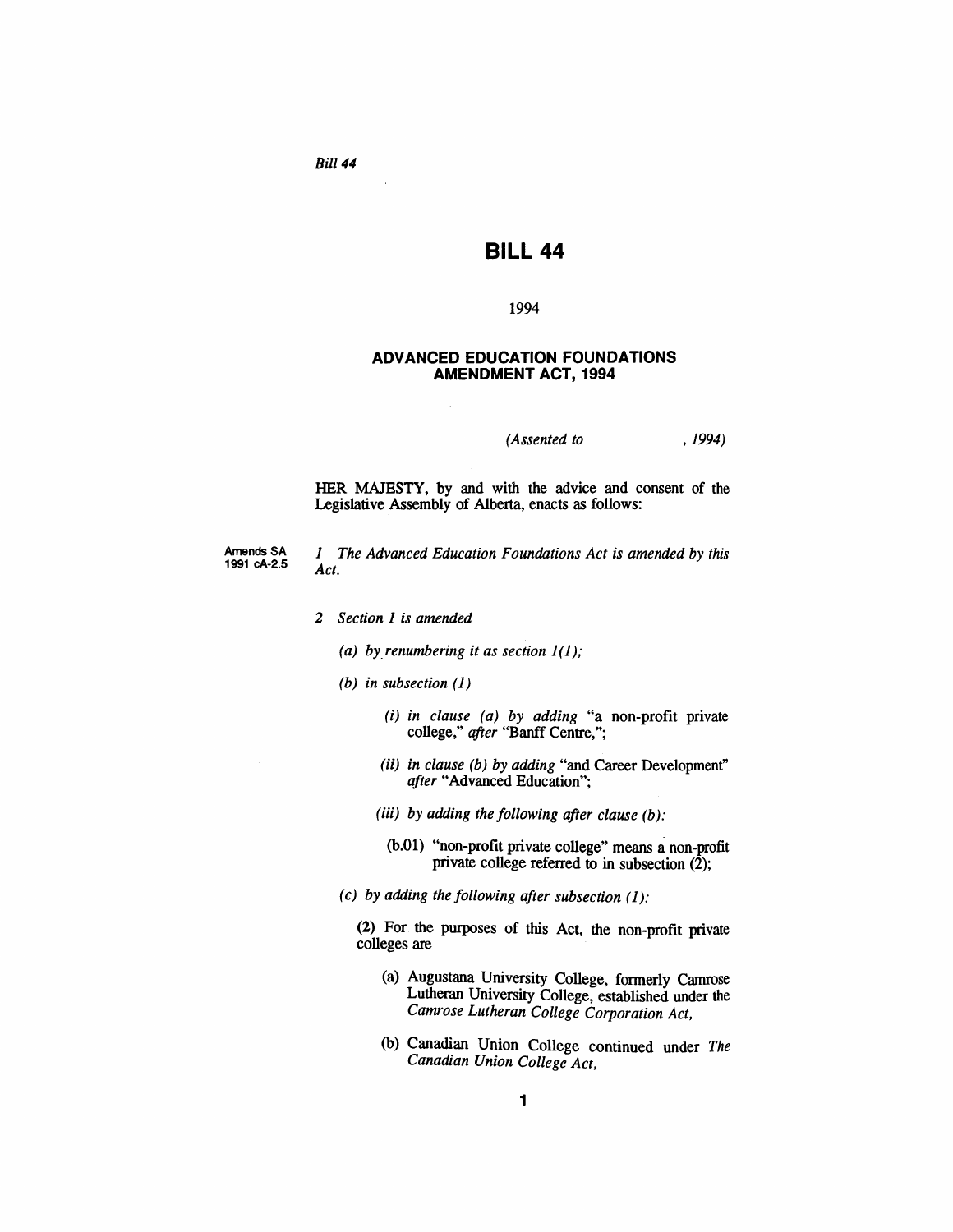# BILL 44

1994

### ADVANCED EDUCATION FOUNDATIONS AMENDMENT ACT, 1994

*(Assented to , 1994)*

HER MAJESTY, by and with the advice and consent of the Legislative Assembly of Alberta, enacts as follows:

**Amends SA 1991 cA-2.5**

*1 The Advanced Education Foundations Act is amended by this Act.*

*2 Section 1 is amended*

*(a) by renumbering it as section 1(1);*

*(b) in subsection (1)*

*(i) in clause (a) by adding* "a non-profit private college," *after* "Banff Centre,";

*(ii) in clause (b) by adding* "and Career Development" *after* "Advanced Education";

*(iii) by adding the following after clause (b):*

(b.01) "non-profit private college" means a non-profit private college referred to in subsection (2);

*(c) by adding the following after subsection (1):*

(2) For the purposes of this Act, the non-profit private colleges are

(a) Augustana University College, formerly Camrose Lutheran University College, established under the *Camrose Lutheran College Corporation Act,*

(b) Canadian Union College continued under *The Canadian Union College Act,*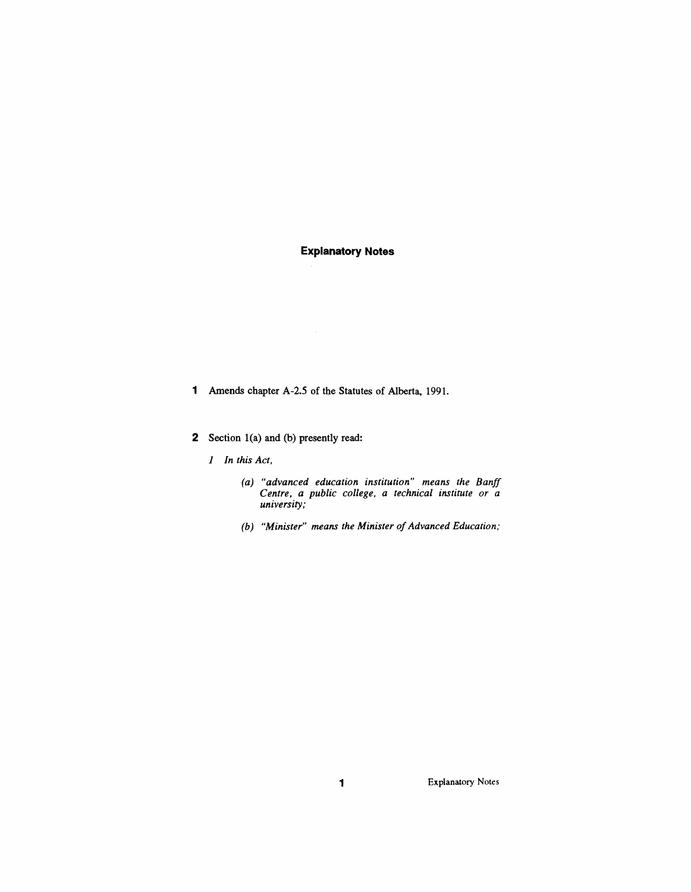## Explanatory Notes

**1** Amends chapter A-2.5 of the Statutes of Alberta, 1991.

**2** Section 1(a) and (b) presently read:

*1 In this Act,*

*(a) "advanced education institution" means the Banff Centre, a public college, a technical institute or a university;*

*(b) "Minister" means the Minister of Advanced Education;*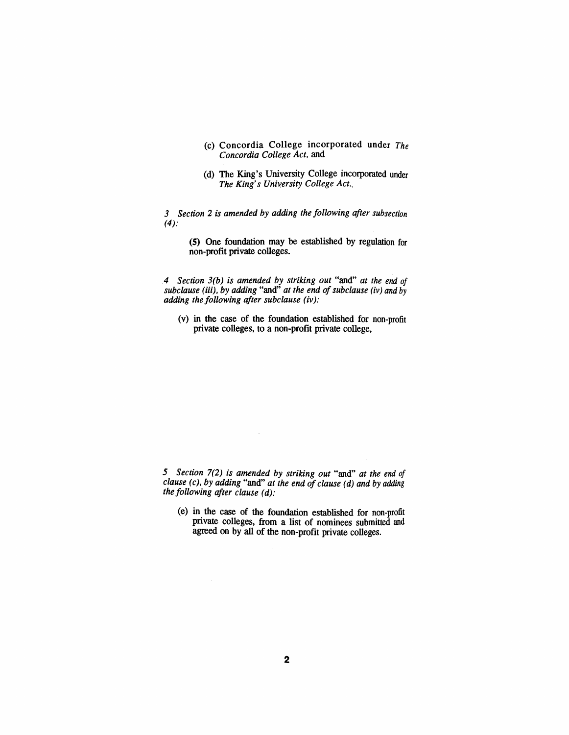(c) Concordia College incorporated under *The Concordia College Act*, and

(d) The King's University College incorporated under *The King's University College Act*.,

*3 Section 2 is amended by adding the following after subsection (4):*

**(5)** One foundation may be established by regulation for non-profit private colleges.

*4 Section 3(b) is amended by striking out* "and" *at the end of subclause (iii), by adding* "and" *at the end of subclause (iv) and by adding the following after subclause (iv):*

(v) in the case of the foundation established for non-profit private colleges, to a non-profit private college,

*5 Section 7(2) is amended by striking out* "and" *at the end of clause (c), by adding* "and" *at the end of clause (d) and by adding the following after clause (d):*

(e) in the case of the foundation established for non-profit private colleges, from a list of nominees submitted and agreed on by all of the non-profit private colleges.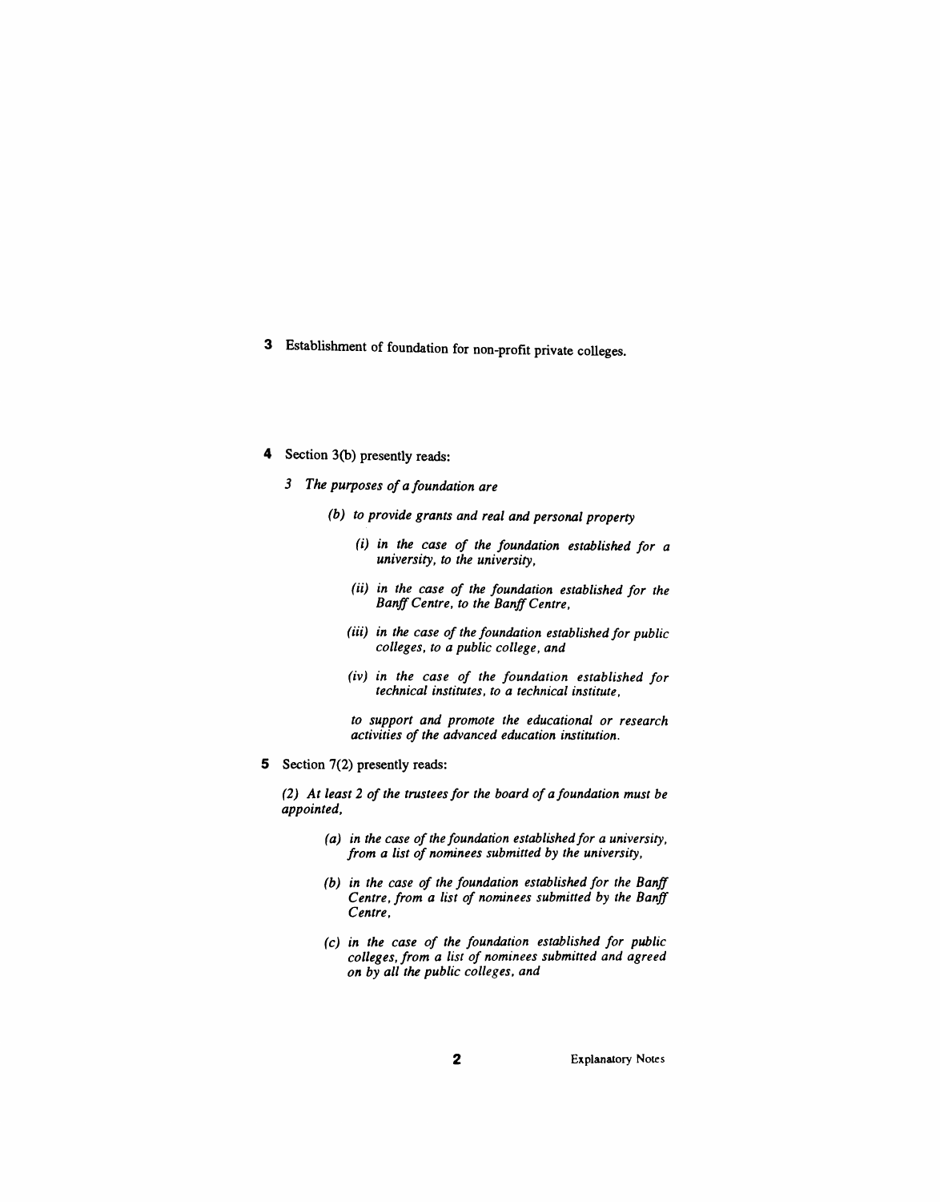**3** Establishment of foundation for non-profit private colleges.

**4** Section 3(b) presently reads:

*3 The purposes of a foundation are*

*(b) to provide grants and real and personal property*

*(i) in the case of the foundation established for a university, to the university,*

*(ii) in the case of the foundation established for the Banff Centre, to the Banff Centre,*

*(iii) in the case of the foundation established for public colleges, to a public college, and*

*(iv) in the case of the foundation established for technical institutes, to a technical institute,*

*to support and promote the educational or research activities of the advanced education institution.*

**5** Section 7(2) presently reads:

*(2) At least 2 of the trustees for the board of a foundation must be appointed,*

*(a) in the case of the foundation established for a university, from a list of nominees submitted by the university,*

*(b) in the case of the foundation established for the Banff Centre, from a list of nominees submitted by the Banff Centre,*

*(c) in the case of the foundation established for public colleges, from a list of nominees submitted and agreed on by all the public colleges, and*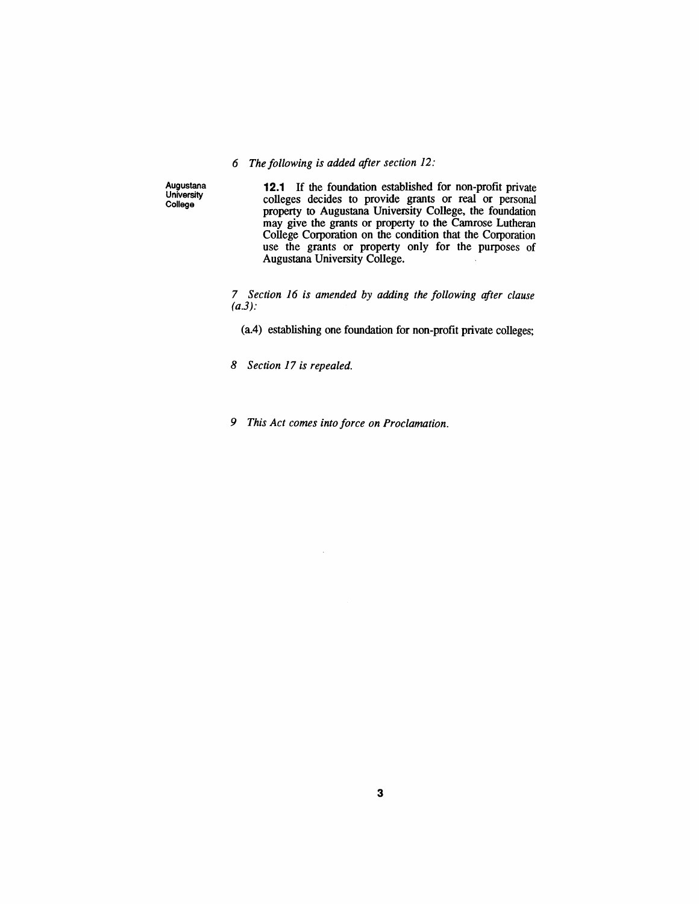*6 The following is added after section 12:*

**Augustana University College**

**12.1** If the foundation established for non-profit private colleges decides to provide grants or real or personal property to Augustana University College, the foundation may give the grants or property to the Camrose Lutheran College Corporation on the condition that the Corporation use the grants or property only for the purposes of Augustana University College.

*7 Section 16 is amended by adding the following after clause (a.3):*

(a.4) establishing one foundation for non-profit private colleges;

*8 Section 17 is repealed.*

*9 This Act comes into force on Proclamation.*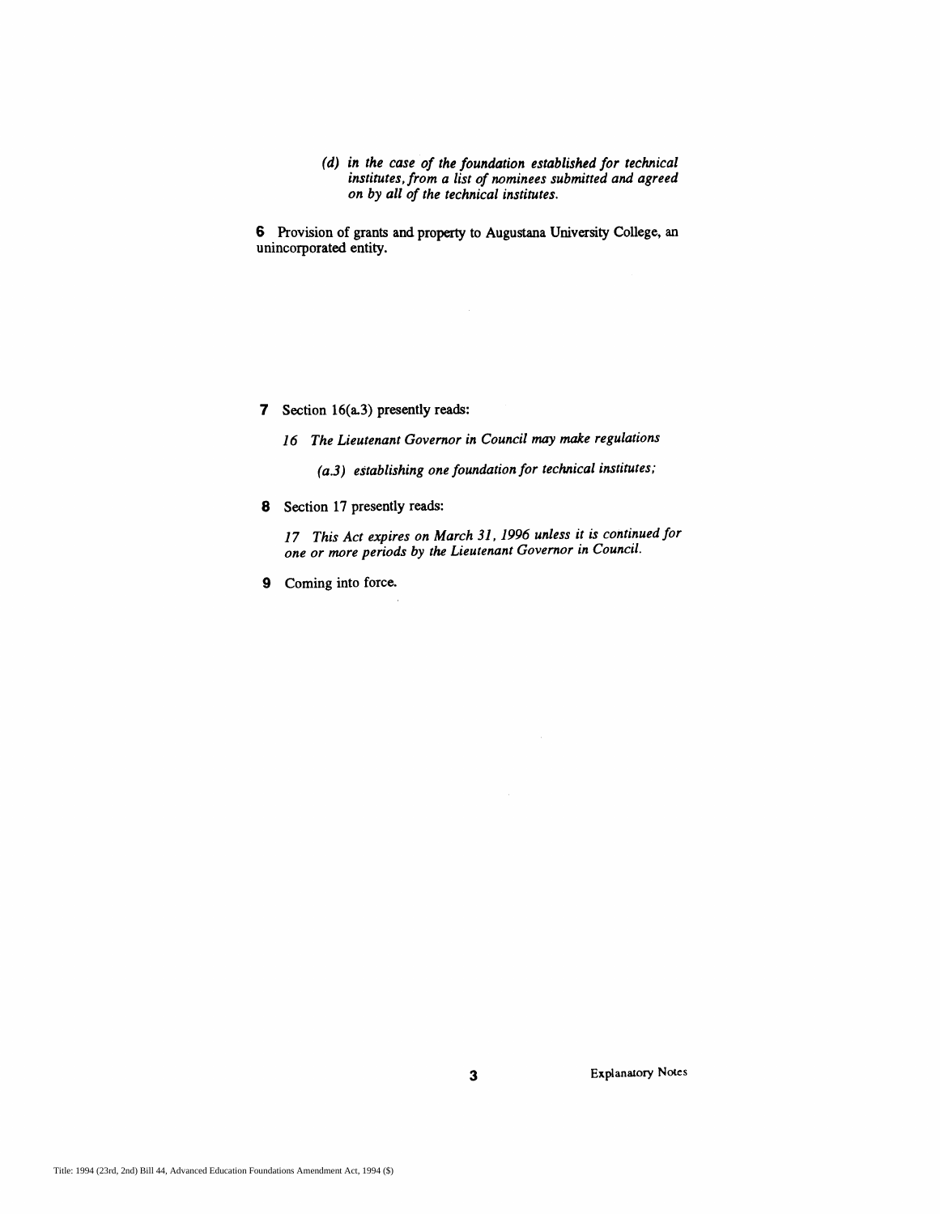*(d) in the case of the foundation established for technical institutes, from a list of nominees submitted and agreed on by all of the technical institutes.*

**6** Provision of grants and property to Augustana University College, an unincorporated entity.

**7** Section 16(a.3) presently reads:

*16 The Lieutenant Governor in Council may make regulations*

*(a.3) establishing one foundation for technical institutes;*

**8** Section 17 presently reads:

*17 This Act expires on March 31, 1996 unless it is continued for one or more periods by the Lieutenant Governor in Council.*

**9** Coming into force.